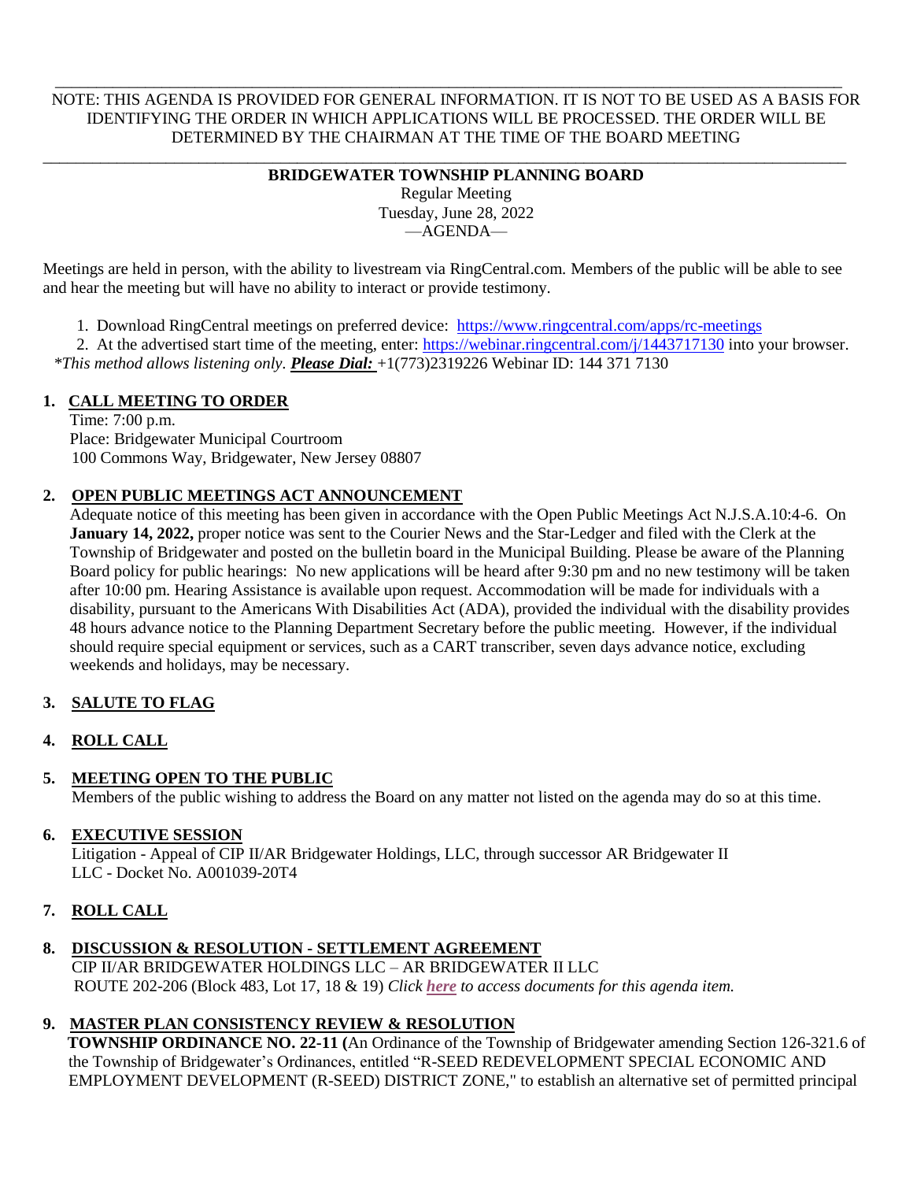NOTE: THIS AGENDA IS PROVIDED FOR GENERAL INFORMATION. IT IS NOT TO BE USED AS A BASIS FOR IDENTIFYING THE ORDER IN WHICH APPLICATIONS WILL BE PROCESSED. THE ORDER WILL BE DETERMINED BY THE CHAIRMAN AT THE TIME OF THE BOARD MEETING

---

**BRIDGEWATER TOWNSHIP PLANNING BOARD**

Regular Meeting
Tuesday, June 28, 2022
—AGENDA—

Meetings are held in person, with the ability to livestream via RingCentral.com. Members of the public will be able to see and hear the meeting but will have no ability to interact or provide testimony.

1. Download RingCentral meetings on preferred device: https://www.ringcentral.com/apps/rc-meetings
2. At the advertised start time of the meeting, enter: https://webinar.ringcentral.com/j/1443717130 into your browser.

*\*This method allows listening only*. ***Please Dial:*** +1(773)2319226 Webinar ID: 144 371 7130

**1. CALL MEETING TO ORDER**

Time: 7:00 p.m.
Place: Bridgewater Municipal Courtroom
100 Commons Way, Bridgewater, New Jersey 08807

**2. OPEN PUBLIC MEETINGS ACT ANNOUNCEMENT**

Adequate notice of this meeting has been given in accordance with the Open Public Meetings Act N.J.S.A.10:4-6. On **January 14, 2022,** proper notice was sent to the Courier News and the Star-Ledger and filed with the Clerk at the Township of Bridgewater and posted on the bulletin board in the Municipal Building. Please be aware of the Planning Board policy for public hearings: No new applications will be heard after 9:30 pm and no new testimony will be taken after 10:00 pm. Hearing Assistance is available upon request. Accommodation will be made for individuals with a disability, pursuant to the Americans With Disabilities Act (ADA), provided the individual with the disability provides 48 hours advance notice to the Planning Department Secretary before the public meeting. However, if the individual should require special equipment or services, such as a CART transcriber, seven days advance notice, excluding weekends and holidays, may be necessary.

**3. SALUTE TO FLAG**

**4. ROLL CALL**

**5. MEETING OPEN TO THE PUBLIC**

Members of the public wishing to address the Board on any matter not listed on the agenda may do so at this time.

**6. EXECUTIVE SESSION**

Litigation - Appeal of CIP II/AR Bridgewater Holdings, LLC, through successor AR Bridgewater II LLC - Docket No. A001039-20T4

**7. ROLL CALL**

**8. DISCUSSION & RESOLUTION - SETTLEMENT AGREEMENT**

CIP II/AR BRIDGEWATER HOLDINGS LLC – AR BRIDGEWATER II LLC
ROUTE 202-206 (Block 483, Lot 17, 18 & 19) *Click **here** to access documents for this agenda item.*

**9. MASTER PLAN CONSISTENCY REVIEW & RESOLUTION**

**TOWNSHIP ORDINANCE NO. 22-11 (**An Ordinance of the Township of Bridgewater amending Section 126-321.6 of the Township of Bridgewater's Ordinances, entitled "R-SEED REDEVELOPMENT SPECIAL ECONOMIC AND EMPLOYMENT DEVELOPMENT (R-SEED) DISTRICT ZONE," to establish an alternative set of permitted principal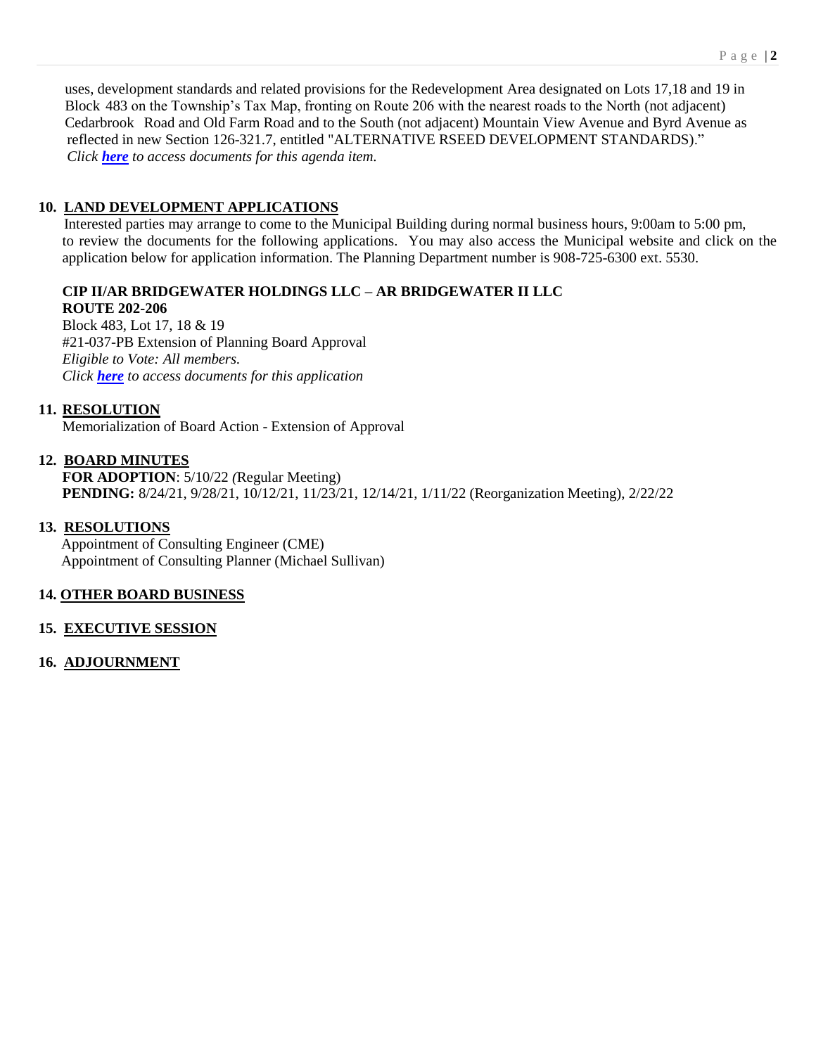uses, development standards and related provisions for the Redevelopment Area designated on Lots 17,18 and 19 in Block 483 on the Township's Tax Map, fronting on Route 206 with the nearest roads to the North (not adjacent) Cedarbrook Road and Old Farm Road and to the South (not adjacent) Mountain View Avenue and Byrd Avenue as reflected in new Section 126-321.7, entitled "ALTERNATIVE RSEED DEVELOPMENT STANDARDS)."
*Click **here** to access documents for this agenda item.*

**10. LAND DEVELOPMENT APPLICATIONS**

Interested parties may arrange to come to the Municipal Building during normal business hours, 9:00am to 5:00 pm, to review the documents for the following applications. You may also access the Municipal website and click on the application below for application information. The Planning Department number is 908-725-6300 ext. 5530.

**CIP II/AR BRIDGEWATER HOLDINGS LLC – AR BRIDGEWATER II LLC**
**ROUTE 202-206**
Block 483, Lot 17, 18 & 19
#21-037-PB Extension of Planning Board Approval
*Eligible to Vote: All members.*
*Click **here** to access documents for this application*

**11. RESOLUTION**

Memorialization of Board Action - Extension of Approval

**12. BOARD MINUTES**

**FOR ADOPTION**: 5/10/22 (Regular Meeting)
**PENDING:** 8/24/21, 9/28/21, 10/12/21, 11/23/21, 12/14/21, 1/11/22 (Reorganization Meeting), 2/22/22

**13. RESOLUTIONS**

Appointment of Consulting Engineer (CME)
Appointment of Consulting Planner (Michael Sullivan)

**14. OTHER BOARD BUSINESS**

**15. EXECUTIVE SESSION**

**16. ADJOURNMENT**